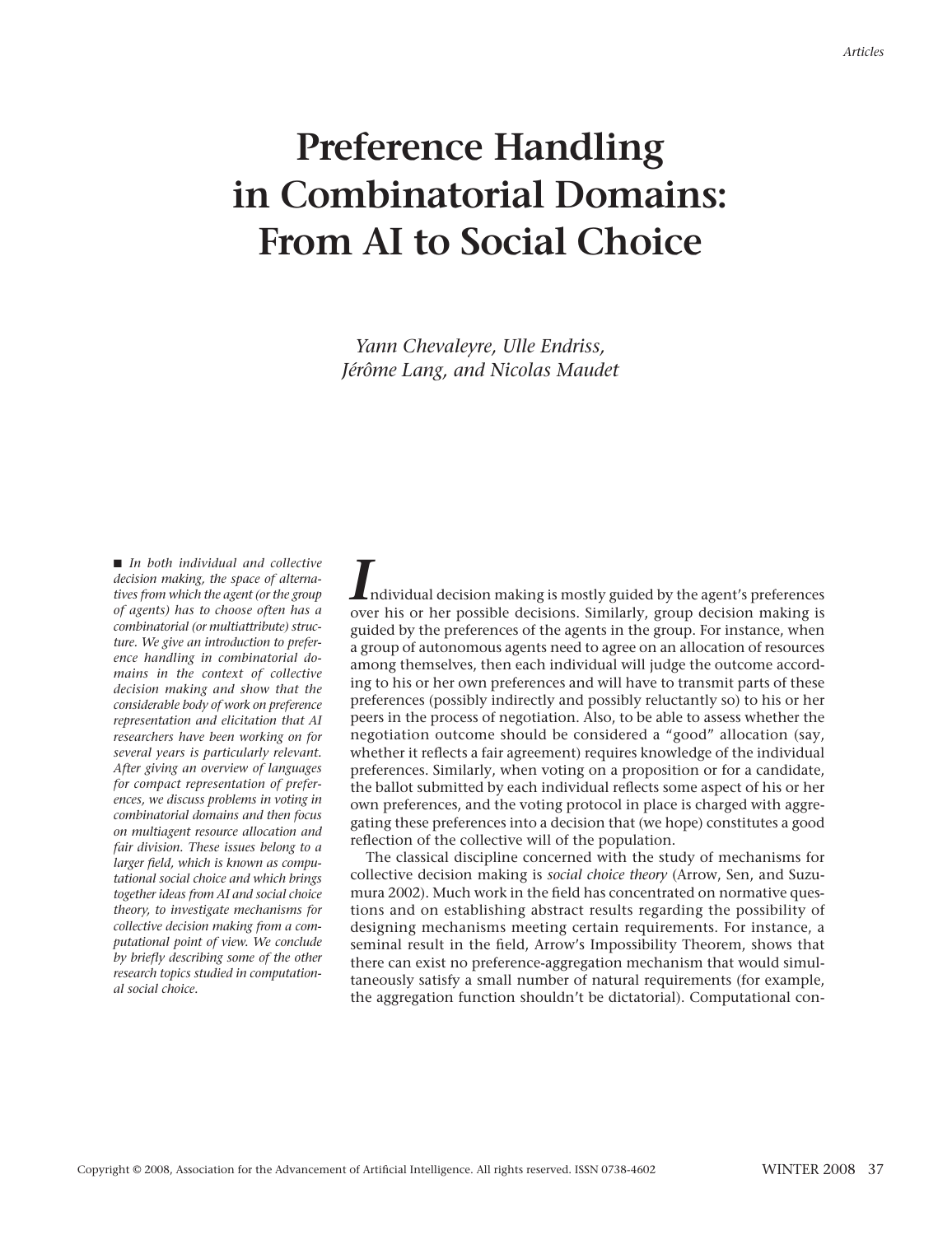# Preference Handling in Combinatorial Domains: From AI to Social Choice

*Yann Chevaleyre, Ulle Endriss, Jérôme Lang, and Nicolas Maudet*

■ *In both individual and collective decision making, the space of alternatives from which the agent (or the group of agents) has to choose often has a combinatorial (or multiattribute) structure. We give an introduction to preference handling in combinatorial domains in the context of collective decision making and show that the considerable body of work on preference representation and elicitation that AI researchers have been working on for several years is particularly relevant. After giving an overview of languages for compact representation of preferences, we discuss problems in voting in combinatorial domains and then focus on multiagent resource allocation and fair division. These issues belong to a larger field, which is known as computational social choice and which brings together ideas from AI and social choice theory, to investigate mechanisms for collective decision making from a computational point of view. We conclude by briefly describing some of the other research topics studied in computational social choice.*

Individual decision making is mostly guided by the agent's preferences over his or her possible decisions. Similarly, group decision making is guided by the preferences of the agents in the group. For instance, when a group of autonomous agents need to agree on an allocation of resources among themselves, then each individual will judge the outcome according to his or her own preferences and will have to transmit parts of these preferences (possibly indirectly and possibly reluctantly so) to his or her peers in the process of negotiation. Also, to be able to assess whether the negotiation outcome should be considered a "good" allocation (say, whether it reflects a fair agreement) requires knowledge of the individual preferences. Similarly, when voting on a proposition or for a candidate, the ballot submitted by each individual reflects some aspect of his or her own preferences, and the voting protocol in place is charged with aggregating these preferences into a decision that (we hope) constitutes a good reflection of the collective will of the population.

The classical discipline concerned with the study of mechanisms for collective decision making is *social choice theory* (Arrow, Sen, and Suzumura 2002). Much work in the field has concentrated on normative questions and on establishing abstract results regarding the possibility of designing mechanisms meeting certain requirements. For instance, a seminal result in the field, Arrow's Impossibility Theorem, shows that there can exist no preference-aggregation mechanism that would simultaneously satisfy a small number of natural requirements (for example, the aggregation function shouldn't be dictatorial). Computational con-

Copyright © 2008, Association for the Advancement of Artificial Intelligence. All rights reserved. ISSN 0738-4602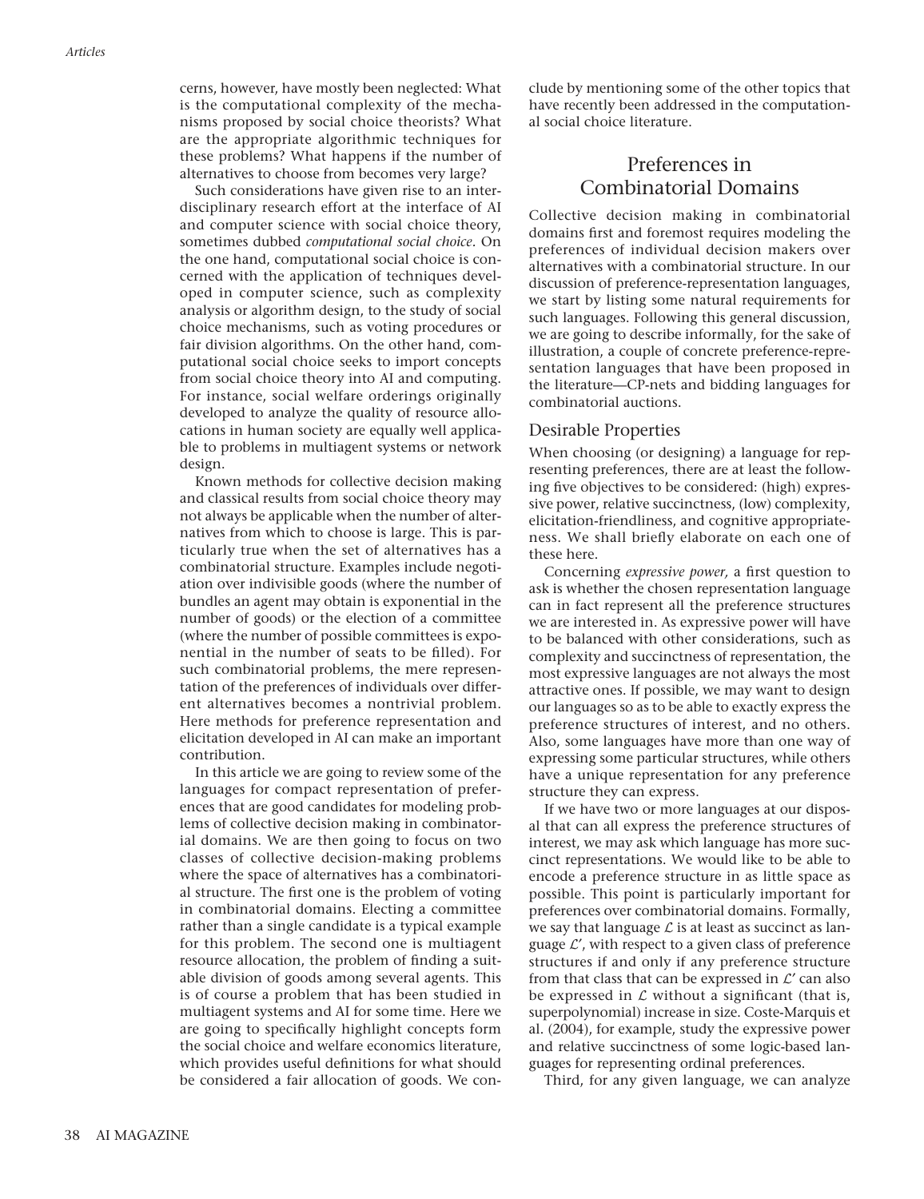cerns, however, have mostly been neglected: What is the computational complexity of the mechanisms proposed by social choice theorists? What are the appropriate algorithmic techniques for these problems? What happens if the number of alternatives to choose from becomes very large?

Such considerations have given rise to an interdisciplinary research effort at the interface of AI and computer science with social choice theory, sometimes dubbed *computational social choice*. On the one hand, computational social choice is concerned with the application of techniques developed in computer science, such as complexity analysis or algorithm design, to the study of social choice mechanisms, such as voting procedures or fair division algorithms. On the other hand, computational social choice seeks to import concepts from social choice theory into AI and computing. For instance, social welfare orderings originally developed to analyze the quality of resource allocations in human society are equally well applicable to problems in multiagent systems or network design.

Known methods for collective decision making and classical results from social choice theory may not always be applicable when the number of alternatives from which to choose is large. This is particularly true when the set of alternatives has a combinatorial structure. Examples include negotiation over indivisible goods (where the number of bundles an agent may obtain is exponential in the number of goods) or the election of a committee (where the number of possible committees is exponential in the number of seats to be filled). For such combinatorial problems, the mere representation of the preferences of individuals over different alternatives becomes a nontrivial problem. Here methods for preference representation and elicitation developed in AI can make an important contribution.

In this article we are going to review some of the languages for compact representation of preferences that are good candidates for modeling problems of collective decision making in combinatorial domains. We are then going to focus on two classes of collective decision-making problems where the space of alternatives has a combinatorial structure. The first one is the problem of voting in combinatorial domains. Electing a committee rather than a single candidate is a typical example for this problem. The second one is multiagent resource allocation, the problem of finding a suitable division of goods among several agents. This is of course a problem that has been studied in multiagent systems and AI for some time. Here we are going to specifically highlight concepts form the social choice and welfare economics literature, which provides useful definitions for what should be considered a fair allocation of goods. We conclude by mentioning some of the other topics that have recently been addressed in the computational social choice literature.

## Preferences in Combinatorial Domains

Collective decision making in combinatorial domains first and foremost requires modeling the preferences of individual decision makers over alternatives with a combinatorial structure. In our discussion of preference-representation languages, we start by listing some natural requirements for such languages. Following this general discussion, we are going to describe informally, for the sake of illustration, a couple of concrete preference-representation languages that have been proposed in the literature—CP-nets and bidding languages for combinatorial auctions.

### Desirable Properties

When choosing (or designing) a language for representing preferences, there are at least the following five objectives to be considered: (high) expressive power, relative succinctness, (low) complexity, elicitation-friendliness, and cognitive appropriateness. We shall briefly elaborate on each one of these here.

Concerning *expressive power,* a first question to ask is whether the chosen representation language can in fact represent all the preference structures we are interested in. As expressive power will have to be balanced with other considerations, such as complexity and succinctness of representation, the most expressive languages are not always the most attractive ones. If possible, we may want to design our languages so as to be able to exactly express the preference structures of interest, and no others. Also, some languages have more than one way of expressing some particular structures, while others have a unique representation for any preference structure they can express.

If we have two or more languages at our disposal that can all express the preference structures of interest, we may ask which language has more succinct representations. We would like to be able to encode a preference structure in as little space as possible. This point is particularly important for preferences over combinatorial domains. Formally, we say that language $\mathcal{L}$ is at least as succinct as language $\mathcal{L}'$, with respect to a given class of preference structures if and only if any preference structure from that class that can be expressed in $\mathcal{L}'$ can also be expressed in $\mathcal{L}$ without a significant (that is, superpolynomial) increase in size. Coste-Marquis et al. (2004), for example, study the expressive power and relative succinctness of some logic-based languages for representing ordinal preferences.

Third, for any given language, we can analyze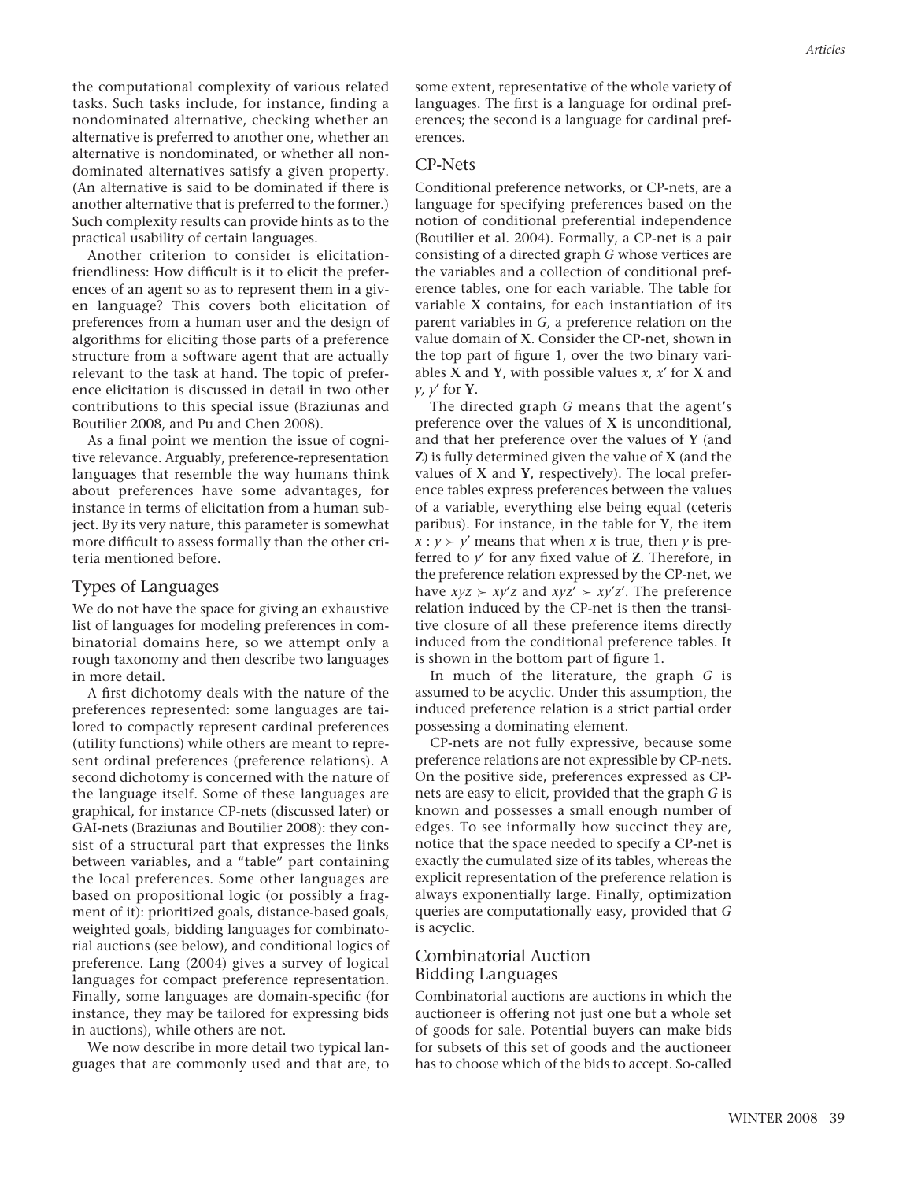the computational complexity of various related tasks. Such tasks include, for instance, finding a nondominated alternative, checking whether an alternative is preferred to another one, whether an alternative is nondominated, or whether all nondominated alternatives satisfy a given property. (An alternative is said to be dominated if there is another alternative that is preferred to the former.) Such complexity results can provide hints as to the practical usability of certain languages.

Another criterion to consider is elicitation-friendliness: How difficult is it to elicit the preferences of an agent so as to represent them in a given language? This covers both elicitation of preferences from a human user and the design of algorithms for eliciting those parts of a preference structure from a software agent that are actually relevant to the task at hand. The topic of preference elicitation is discussed in detail in two other contributions to this special issue (Braziunas and Boutilier 2008, and Pu and Chen 2008).

As a final point we mention the issue of cognitive relevance. Arguably, preference-representation languages that resemble the way humans think about preferences have some advantages, for instance in terms of elicitation from a human subject. By its very nature, this parameter is somewhat more difficult to assess formally than the other criteria mentioned before.

## Types of Languages

We do not have the space for giving an exhaustive list of languages for modeling preferences in combinatorial domains here, so we attempt only a rough taxonomy and then describe two languages in more detail.

A first dichotomy deals with the nature of the preferences represented: some languages are tailored to compactly represent cardinal preferences (utility functions) while others are meant to represent ordinal preferences (preference relations). A second dichotomy is concerned with the nature of the language itself. Some of these languages are graphical, for instance CP-nets (discussed later) or GAI-nets (Braziunas and Boutilier 2008): they consist of a structural part that expresses the links between variables, and a "table" part containing the local preferences. Some other languages are based on propositional logic (or possibly a fragment of it): prioritized goals, distance-based goals, weighted goals, bidding languages for combinatorial auctions (see below), and conditional logics of preference. Lang (2004) gives a survey of logical languages for compact preference representation. Finally, some languages are domain-specific (for instance, they may be tailored for expressing bids in auctions), while others are not.

We now describe in more detail two typical languages that are commonly used and that are, to some extent, representative of the whole variety of languages. The first is a language for ordinal preferences; the second is a language for cardinal preferences.

## CP-Nets

Conditional preference networks, or CP-nets, are a language for specifying preferences based on the notion of conditional preferential independence (Boutilier et al. 2004). Formally, a CP-net is a pair consisting of a directed graph $G$ whose vertices are the variables and a collection of conditional preference tables, one for each variable. The table for variable **X** contains, for each instantiation of its parent variables in $G$, a preference relation on the value domain of **X**. Consider the CP-net, shown in the top part of figure 1, over the two binary variables **X** and **Y**, with possible values $x, x'$ for **X** and $y, y'$ for **Y**.

The directed graph $G$ means that the agent's preference over the values of **X** is unconditional, and that her preference over the values of **Y** (and **Z**) is fully determined given the value of **X** (and the values of **X** and **Y**, respectively). The local preference tables express preferences between the values of a variable, everything else being equal (ceteris paribus). For instance, in the table for **Y**, the item $x : y \succ y'$ means that when $x$ is true, then $y$ is preferred to $y'$ for any fixed value of **Z**. Therefore, in the preference relation expressed by the CP-net, we have $xyz \succ xy'z$ and $xyz' \succ xy'z'$. The preference relation induced by the CP-net is then the transitive closure of all these preference items directly induced from the conditional preference tables. It is shown in the bottom part of figure 1.

In much of the literature, the graph $G$ is assumed to be acyclic. Under this assumption, the induced preference relation is a strict partial order possessing a dominating element.

CP-nets are not fully expressive, because some preference relations are not expressible by CP-nets. On the positive side, preferences expressed as CP-nets are easy to elicit, provided that the graph $G$ is known and possesses a small enough number of edges. To see informally how succinct they are, notice that the space needed to specify a CP-net is exactly the cumulated size of its tables, whereas the explicit representation of the preference relation is always exponentially large. Finally, optimization queries are computationally easy, provided that $G$ is acyclic.

## Combinatorial Auction Bidding Languages

Combinatorial auctions are auctions in which the auctioneer is offering not just one but a whole set of goods for sale. Potential buyers can make bids for subsets of this set of goods and the auctioneer has to choose which of the bids to accept. So-called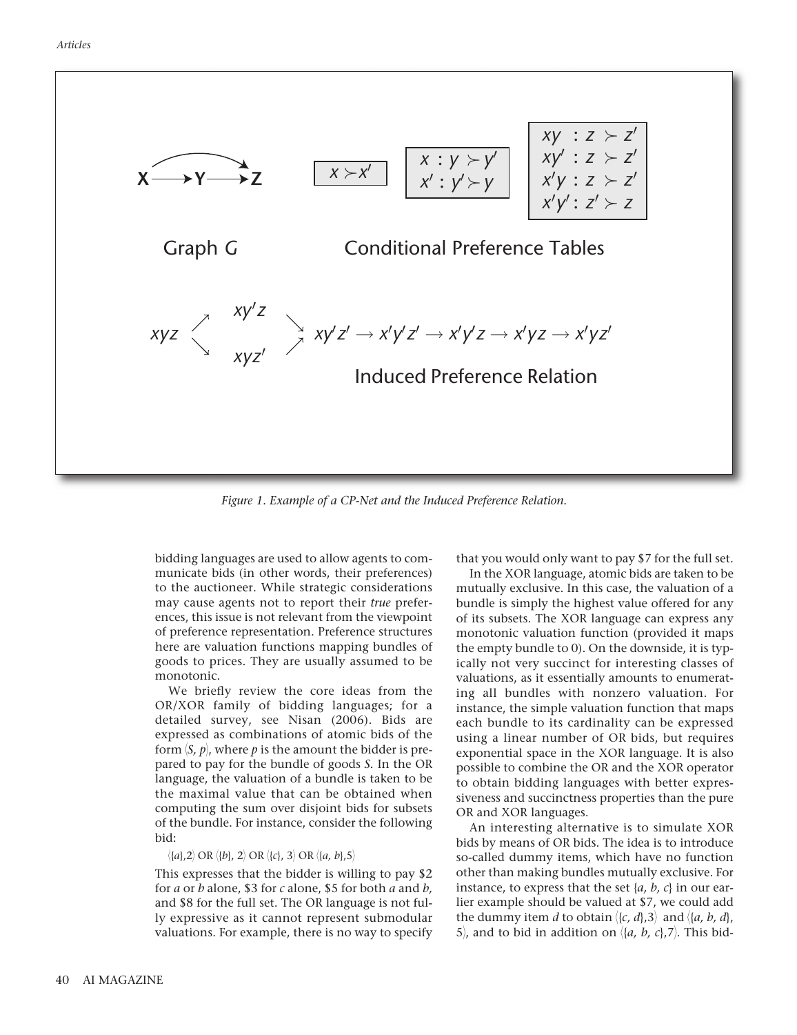Graph $G$

Conditional Preference Tables

$x \succ x'$

$x : y \succ y'$
$x' : y' \succ y$

$xy : z \succ z'$
$xy' : z \succ z'$
$x'y : z \succ z'$
$x'y' : z' \succ z$

$$xyz \nearrow xy'z \searrow,\ \searrow xyz' \nearrow \quad xy'z' \rightarrow x'y'z' \rightarrow x'y'z \rightarrow x'yz \rightarrow x'yz'$$

Induced Preference Relation

*Figure 1. Example of a CP-Net and the Induced Preference Relation.*

bidding languages are used to allow agents to communicate bids (in other words, their preferences) to the auctioneer. While strategic considerations may cause agents not to report their *true* preferences, this issue is not relevant from the viewpoint of preference representation. Preference structures here are valuation functions mapping bundles of goods to prices. They are usually assumed to be monotonic.

We briefly review the core ideas from the OR/XOR family of bidding languages; for a detailed survey, see Nisan (2006). Bids are expressed as combinations of atomic bids of the form $\langle S, p \rangle$, where $p$ is the amount the bidder is prepared to pay for the bundle of goods $S$. In the OR language, the valuation of a bundle is taken to be the maximal value that can be obtained when computing the sum over disjoint bids for subsets of the bundle. For instance, consider the following bid:

$\langle \{a\},2 \rangle$ OR $\langle \{b\}, 2 \rangle$ OR $\langle \{c\}, 3 \rangle$ OR $\langle \{a, b\},5 \rangle$

This expresses that the bidder is willing to pay \$2 for $a$ or $b$ alone, \$3 for $c$ alone, \$5 for both $a$ and $b$, and \$8 for the full set. The OR language is not fully expressive as it cannot represent submodular valuations. For example, there is no way to specify that you would only want to pay \$7 for the full set.

In the XOR language, atomic bids are taken to be mutually exclusive. In this case, the valuation of a bundle is simply the highest value offered for any of its subsets. The XOR language can express any monotonic valuation function (provided it maps the empty bundle to 0). On the downside, it is typically not very succinct for interesting classes of valuations, as it essentially amounts to enumerating all bundles with nonzero valuation. For instance, the simple valuation function that maps each bundle to its cardinality can be expressed using a linear number of OR bids, but requires exponential space in the XOR language. It is also possible to combine the OR and the XOR operator to obtain bidding languages with better expressiveness and succinctness properties than the pure OR and XOR languages.

An interesting alternative is to simulate XOR bids by means of OR bids. The idea is to introduce so-called dummy items, which have no function other than making bundles mutually exclusive. For instance, to express that the set $\{a, b, c\}$ in our earlier example should be valued at \$7, we could add the dummy item $d$ to obtain $\langle \{c, d\},3 \rangle$ and $\langle \{a, b, d\}, 5 \rangle$, and to bid in addition on $\langle \{a, b, c\},7 \rangle$. This bid-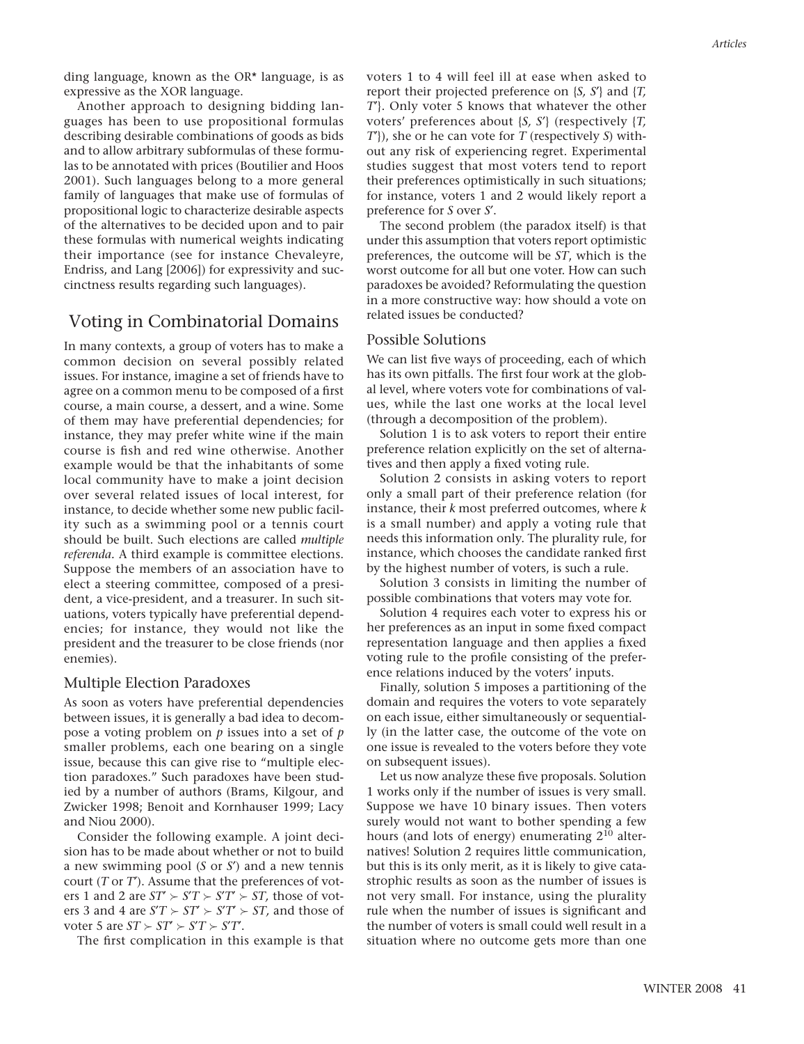ding language, known as the OR* language, is as expressive as the XOR language.

Another approach to designing bidding languages has been to use propositional formulas describing desirable combinations of goods as bids and to allow arbitrary subformulas of these formulas to be annotated with prices (Boutilier and Hoos 2001). Such languages belong to a more general family of languages that make use of formulas of propositional logic to characterize desirable aspects of the alternatives to be decided upon and to pair these formulas with numerical weights indicating their importance (see for instance Chevaleyre, Endriss, and Lang [2006]) for expressivity and succinctness results regarding such languages).

## Voting in Combinatorial Domains

In many contexts, a group of voters has to make a common decision on several possibly related issues. For instance, imagine a set of friends have to agree on a common menu to be composed of a first course, a main course, a dessert, and a wine. Some of them may have preferential dependencies; for instance, they may prefer white wine if the main course is fish and red wine otherwise. Another example would be that the inhabitants of some local community have to make a joint decision over several related issues of local interest, for instance, to decide whether some new public facility such as a swimming pool or a tennis court should be built. Such elections are called *multiple referenda*. A third example is committee elections. Suppose the members of an association have to elect a steering committee, composed of a president, a vice-president, and a treasurer. In such situations, voters typically have preferential dependencies; for instance, they would not like the president and the treasurer to be close friends (nor enemies).

### Multiple Election Paradoxes

As soon as voters have preferential dependencies between issues, it is generally a bad idea to decompose a voting problem on *p* issues into a set of *p* smaller problems, each one bearing on a single issue, because this can give rise to "multiple election paradoxes." Such paradoxes have been studied by a number of authors (Brams, Kilgour, and Zwicker 1998; Benoit and Kornhauser 1999; Lacy and Niou 2000).

Consider the following example. A joint decision has to be made about whether or not to build a new swimming pool ($S$ or $S'$) and a new tennis court ($T$ or $T'$). Assume that the preferences of voters 1 and 2 are $ST' \succ S'T \succ S'T' \succ ST$, those of voters 3 and 4 are $S'T \succ ST' \succ S'T' \succ ST$, and those of voter 5 are $ST \succ ST' \succ S'T \succ S'T'$.

The first complication in this example is that voters 1 to 4 will feel ill at ease when asked to report their projected preference on $\{S, S'\}$ and $\{T, T'\}$. Only voter 5 knows that whatever the other voters' preferences about $\{S, S'\}$ (respectively $\{T, T'\}$), she or he can vote for $T$ (respectively $S$) without any risk of experiencing regret. Experimental studies suggest that most voters tend to report their preferences optimistically in such situations; for instance, voters 1 and 2 would likely report a preference for $S$ over $S'$.

The second problem (the paradox itself) is that under this assumption that voters report optimistic preferences, the outcome will be $ST$, which is the worst outcome for all but one voter. How can such paradoxes be avoided? Reformulating the question in a more constructive way: how should a vote on related issues be conducted?

### Possible Solutions

We can list five ways of proceeding, each of which has its own pitfalls. The first four work at the global level, where voters vote for combinations of values, while the last one works at the local level (through a decomposition of the problem).

Solution 1 is to ask voters to report their entire preference relation explicitly on the set of alternatives and then apply a fixed voting rule.

Solution 2 consists in asking voters to report only a small part of their preference relation (for instance, their *k* most preferred outcomes, where *k* is a small number) and apply a voting rule that needs this information only. The plurality rule, for instance, which chooses the candidate ranked first by the highest number of voters, is such a rule.

Solution 3 consists in limiting the number of possible combinations that voters may vote for.

Solution 4 requires each voter to express his or her preferences as an input in some fixed compact representation language and then applies a fixed voting rule to the profile consisting of the preference relations induced by the voters' inputs.

Finally, solution 5 imposes a partitioning of the domain and requires the voters to vote separately on each issue, either simultaneously or sequentially (in the latter case, the outcome of the vote on one issue is revealed to the voters before they vote on subsequent issues).

Let us now analyze these five proposals. Solution 1 works only if the number of issues is very small. Suppose we have 10 binary issues. Then voters surely would not want to bother spending a few hours (and lots of energy) enumerating $2^{10}$ alternatives! Solution 2 requires little communication, but this is its only merit, as it is likely to give catastrophic results as soon as the number of issues is not very small. For instance, using the plurality rule when the number of issues is significant and the number of voters is small could well result in a situation where no outcome gets more than one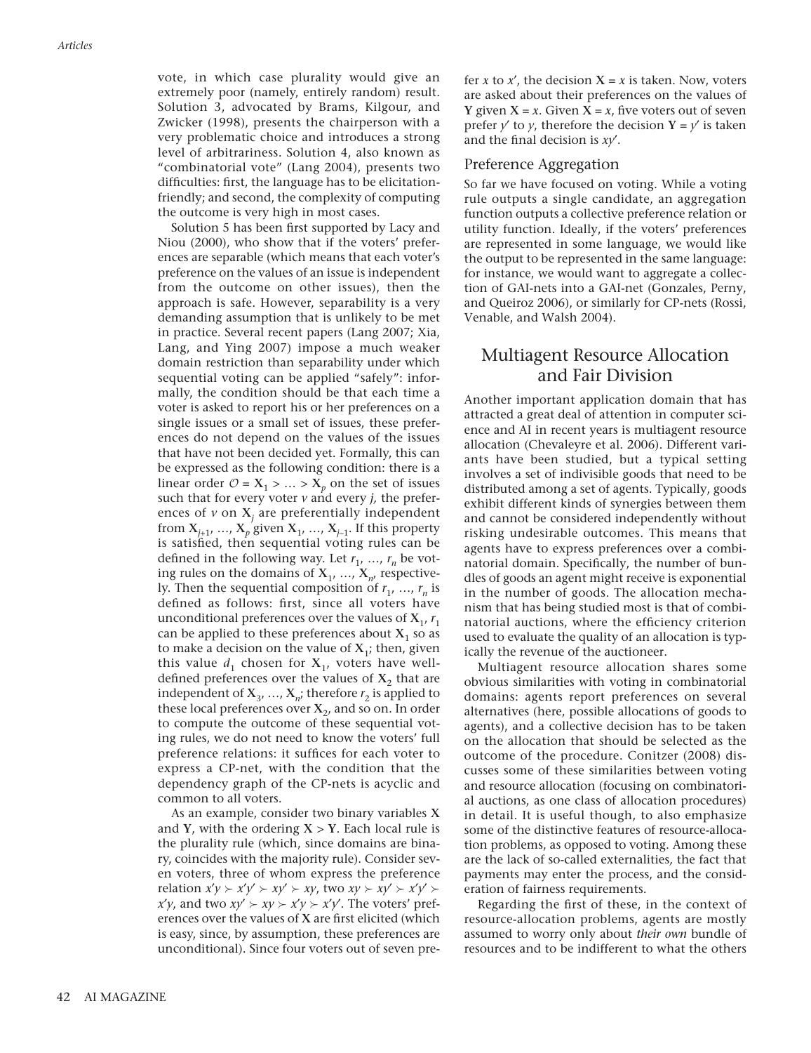vote, in which case plurality would give an extremely poor (namely, entirely random) result. Solution 3, advocated by Brams, Kilgour, and Zwicker (1998), presents the chairperson with a very problematic choice and introduces a strong level of arbitrariness. Solution 4, also known as "combinatorial vote" (Lang 2004), presents two difficulties: first, the language has to be elicitation-friendly; and second, the complexity of computing the outcome is very high in most cases.

Solution 5 has been first supported by Lacy and Niou (2000), who show that if the voters' preferences are separable (which means that each voter's preference on the values of an issue is independent from the outcome on other issues), then the approach is safe. However, separability is a very demanding assumption that is unlikely to be met in practice. Several recent papers (Lang 2007; Xia, Lang, and Ying 2007) impose a much weaker domain restriction than separability under which sequential voting can be applied "safely": informally, the condition should be that each time a voter is asked to report his or her preferences on a single issues or a small set of issues, these preferences do not depend on the values of the issues that have not been decided yet. Formally, this can be expressed as the following condition: there is a linear order $\mathcal{O} = \mathbf{X}_1 > \ldots > \mathbf{X}_p$ on the set of issues such that for every voter $v$ and every $j$, the preferences of $v$ on $\mathbf{X}_j$ are preferentially independent from $\mathbf{X}_{j+1}, \ldots, \mathbf{X}_p$ given $\mathbf{X}_1, \ldots, \mathbf{X}_{j-1}$. If this property is satisfied, then sequential voting rules can be defined in the following way. Let $r_1, \ldots, r_n$ be voting rules on the domains of $\mathbf{X}_1, \ldots, \mathbf{X}_n$, respectively. Then the sequential composition of $r_1, \ldots, r_n$ is defined as follows: first, since all voters have unconditional preferences over the values of $\mathbf{X}_1$, $r_1$ can be applied to these preferences about $\mathbf{X}_1$ so as to make a decision on the value of $\mathbf{X}_1$; then, given this value $d_1$ chosen for $\mathbf{X}_1$, voters have well-defined preferences over the values of $\mathbf{X}_2$ that are independent of $\mathbf{X}_3, \ldots, \mathbf{X}_n$; therefore $r_2$ is applied to these local preferences over $\mathbf{X}_2$, and so on. In order to compute the outcome of these sequential voting rules, we do not need to know the voters' full preference relations: it suffices for each voter to express a CP-net, with the condition that the dependency graph of the CP-nets is acyclic and common to all voters.

As an example, consider two binary variables $\mathbf{X}$ and $\mathbf{Y}$, with the ordering $\mathbf{X} > \mathbf{Y}$. Each local rule is the plurality rule (which, since domains are binary, coincides with the majority rule). Consider seven voters, three of whom express the preference relation $x'y \succ x'y' \succ xy' \succ xy$, two $xy \succ xy' \succ x'y' \succ x'y$, and two $xy' \succ xy \succ x'y \succ x'y'$. The voters' preferences over the values of $\mathbf{X}$ are first elicited (which is easy, since, by assumption, these preferences are unconditional). Since four voters out of seven prefer $x$ to $x'$, the decision $\mathbf{X} = x$ is taken. Now, voters are asked about their preferences on the values of $\mathbf{Y}$ given $\mathbf{X} = x$. Given $\mathbf{X} = x$, five voters out of seven prefer $y'$ to $y$, therefore the decision $\mathbf{Y} = y'$ is taken and the final decision is $xy'$.

### Preference Aggregation

So far we have focused on voting. While a voting rule outputs a single candidate, an aggregation function outputs a collective preference relation or utility function. Ideally, if the voters' preferences are represented in some language, we would like the output to be represented in the same language: for instance, we would want to aggregate a collection of GAI-nets into a GAI-net (Gonzales, Perny, and Queiroz 2006), or similarly for CP-nets (Rossi, Venable, and Walsh 2004).

## Multiagent Resource Allocation and Fair Division

Another important application domain that has attracted a great deal of attention in computer science and AI in recent years is multiagent resource allocation (Chevaleyre et al. 2006). Different variants have been studied, but a typical setting involves a set of indivisible goods that need to be distributed among a set of agents. Typically, goods exhibit different kinds of synergies between them and cannot be considered independently without risking undesirable outcomes. This means that agents have to express preferences over a combinatorial domain. Specifically, the number of bundles of goods an agent might receive is exponential in the number of goods. The allocation mechanism that has being studied most is that of combinatorial auctions, where the efficiency criterion used to evaluate the quality of an allocation is typically the revenue of the auctioneer.

Multiagent resource allocation shares some obvious similarities with voting in combinatorial domains: agents report preferences on several alternatives (here, possible allocations of goods to agents), and a collective decision has to be taken on the allocation that should be selected as the outcome of the procedure. Conitzer (2008) discusses some of these similarities between voting and resource allocation (focusing on combinatorial auctions, as one class of allocation procedures) in detail. It is useful though, to also emphasize some of the distinctive features of resource-allocation problems, as opposed to voting. Among these are the lack of so-called externalities, the fact that payments may enter the process, and the consideration of fairness requirements.

Regarding the first of these, in the context of resource-allocation problems, agents are mostly assumed to worry only about *their own* bundle of resources and to be indifferent to what the others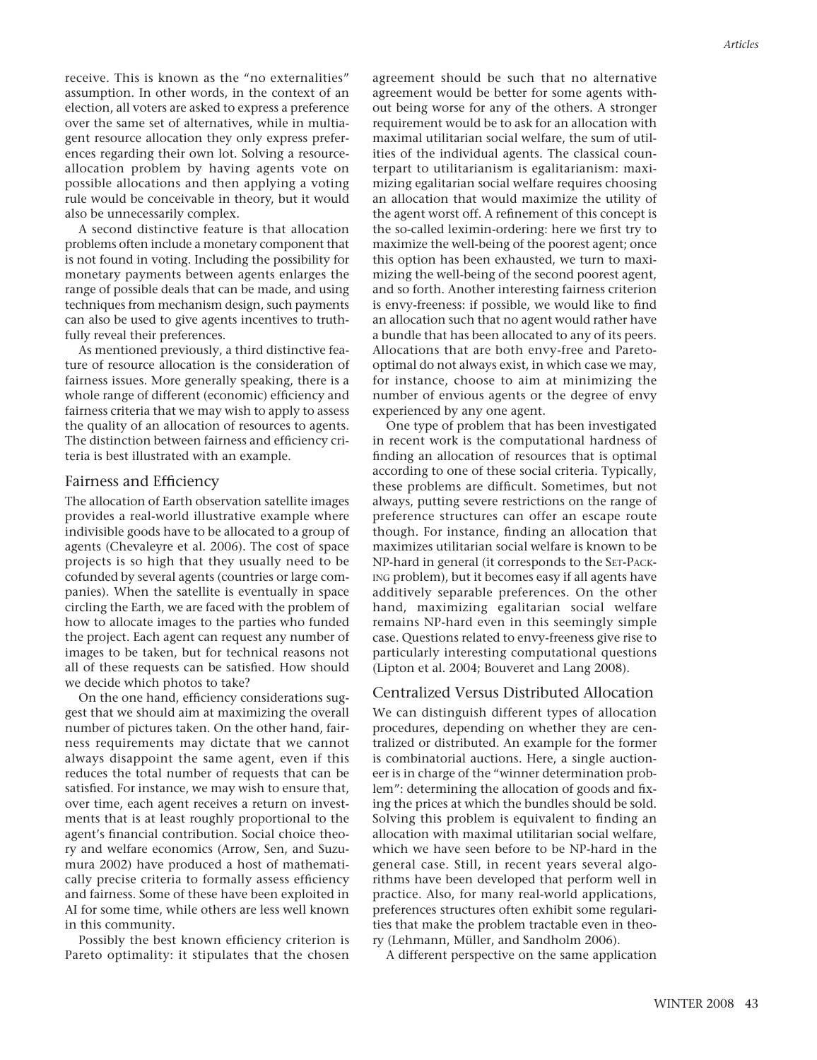receive. This is known as the "no externalities" assumption. In other words, in the context of an election, all voters are asked to express a preference over the same set of alternatives, while in multiagent resource allocation they only express preferences regarding their own lot. Solving a resource-allocation problem by having agents vote on possible allocations and then applying a voting rule would be conceivable in theory, but it would also be unnecessarily complex.

A second distinctive feature is that allocation problems often include a monetary component that is not found in voting. Including the possibility for monetary payments between agents enlarges the range of possible deals that can be made, and using techniques from mechanism design, such payments can also be used to give agents incentives to truthfully reveal their preferences.

As mentioned previously, a third distinctive feature of resource allocation is the consideration of fairness issues. More generally speaking, there is a whole range of different (economic) efficiency and fairness criteria that we may wish to apply to assess the quality of an allocation of resources to agents. The distinction between fairness and efficiency criteria is best illustrated with an example.

## Fairness and Efficiency

The allocation of Earth observation satellite images provides a real-world illustrative example where indivisible goods have to be allocated to a group of agents (Chevaleyre et al. 2006). The cost of space projects is so high that they usually need to be cofunded by several agents (countries or large companies). When the satellite is eventually in space circling the Earth, we are faced with the problem of how to allocate images to the parties who funded the project. Each agent can request any number of images to be taken, but for technical reasons not all of these requests can be satisfied. How should we decide which photos to take?

On the one hand, efficiency considerations suggest that we should aim at maximizing the overall number of pictures taken. On the other hand, fairness requirements may dictate that we cannot always disappoint the same agent, even if this reduces the total number of requests that can be satisfied. For instance, we may wish to ensure that, over time, each agent receives a return on investments that is at least roughly proportional to the agent's financial contribution. Social choice theory and welfare economics (Arrow, Sen, and Suzumura 2002) have produced a host of mathematically precise criteria to formally assess efficiency and fairness. Some of these have been exploited in AI for some time, while others are less well known in this community.

Possibly the best known efficiency criterion is Pareto optimality: it stipulates that the chosen agreement should be such that no alternative agreement would be better for some agents without being worse for any of the others. A stronger requirement would be to ask for an allocation with maximal utilitarian social welfare, the sum of utilities of the individual agents. The classical counterpart to utilitarianism is egalitarianism: maximizing egalitarian social welfare requires choosing an allocation that would maximize the utility of the agent worst off. A refinement of this concept is the so-called leximin-ordering: here we first try to maximize the well-being of the poorest agent; once this option has been exhausted, we turn to maximizing the well-being of the second poorest agent, and so forth. Another interesting fairness criterion is envy-freeness: if possible, we would like to find an allocation such that no agent would rather have a bundle that has been allocated to any of its peers. Allocations that are both envy-free and Pareto-optimal do not always exist, in which case we may, for instance, choose to aim at minimizing the number of envious agents or the degree of envy experienced by any one agent.

One type of problem that has been investigated in recent work is the computational hardness of finding an allocation of resources that is optimal according to one of these social criteria. Typically, these problems are difficult. Sometimes, but not always, putting severe restrictions on the range of preference structures can offer an escape route though. For instance, finding an allocation that maximizes utilitarian social welfare is known to be NP-hard in general (it corresponds to the SET-PACKING problem), but it becomes easy if all agents have additively separable preferences. On the other hand, maximizing egalitarian social welfare remains NP-hard even in this seemingly simple case. Questions related to envy-freeness give rise to particularly interesting computational questions (Lipton et al. 2004; Bouveret and Lang 2008).

## Centralized Versus Distributed Allocation

We can distinguish different types of allocation procedures, depending on whether they are centralized or distributed. An example for the former is combinatorial auctions. Here, a single auctioneer is in charge of the "winner determination problem": determining the allocation of goods and fixing the prices at which the bundles should be sold. Solving this problem is equivalent to finding an allocation with maximal utilitarian social welfare, which we have seen before to be NP-hard in the general case. Still, in recent years several algorithms have been developed that perform well in practice. Also, for many real-world applications, preferences structures often exhibit some regularities that make the problem tractable even in theory (Lehmann, Müller, and Sandholm 2006).

A different perspective on the same application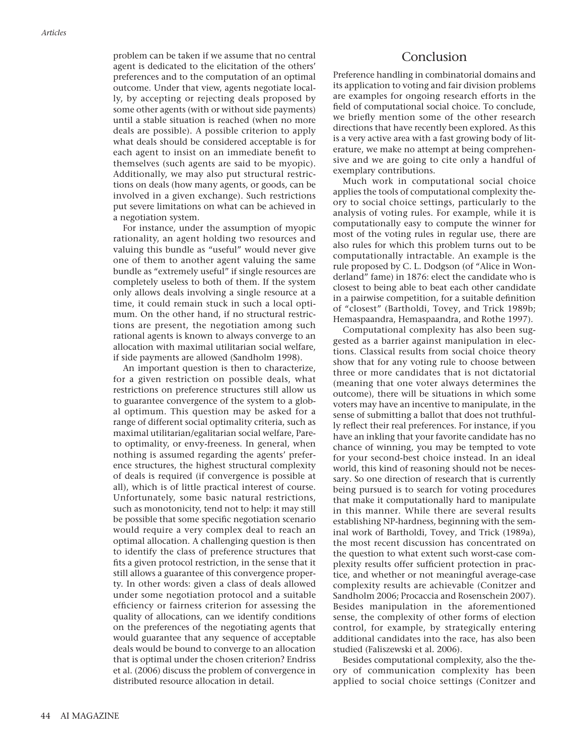problem can be taken if we assume that no central agent is dedicated to the elicitation of the others' preferences and to the computation of an optimal outcome. Under that view, agents negotiate locally, by accepting or rejecting deals proposed by some other agents (with or without side payments) until a stable situation is reached (when no more deals are possible). A possible criterion to apply what deals should be considered acceptable is for each agent to insist on an immediate benefit to themselves (such agents are said to be myopic). Additionally, we may also put structural restrictions on deals (how many agents, or goods, can be involved in a given exchange). Such restrictions put severe limitations on what can be achieved in a negotiation system.

For instance, under the assumption of myopic rationality, an agent holding two resources and valuing this bundle as "useful" would never give one of them to another agent valuing the same bundle as "extremely useful" if single resources are completely useless to both of them. If the system only allows deals involving a single resource at a time, it could remain stuck in such a local optimum. On the other hand, if no structural restrictions are present, the negotiation among such rational agents is known to always converge to an allocation with maximal utilitarian social welfare, if side payments are allowed (Sandholm 1998).

An important question is then to characterize, for a given restriction on possible deals, what restrictions on preference structures still allow us to guarantee convergence of the system to a global optimum. This question may be asked for a range of different social optimality criteria, such as maximal utilitarian/egalitarian social welfare, Pareto optimality, or envy-freeness. In general, when nothing is assumed regarding the agents' preference structures, the highest structural complexity of deals is required (if convergence is possible at all), which is of little practical interest of course. Unfortunately, some basic natural restrictions, such as monotonicity, tend not to help: it may still be possible that some specific negotiation scenario would require a very complex deal to reach an optimal allocation. A challenging question is then to identify the class of preference structures that fits a given protocol restriction, in the sense that it still allows a guarantee of this convergence property. In other words: given a class of deals allowed under some negotiation protocol and a suitable efficiency or fairness criterion for assessing the quality of allocations, can we identify conditions on the preferences of the negotiating agents that would guarantee that any sequence of acceptable deals would be bound to converge to an allocation that is optimal under the chosen criterion? Endriss et al. (2006) discuss the problem of convergence in distributed resource allocation in detail.

## Conclusion

Preference handling in combinatorial domains and its application to voting and fair division problems are examples for ongoing research efforts in the field of computational social choice. To conclude, we briefly mention some of the other research directions that have recently been explored. As this is a very active area with a fast growing body of literature, we make no attempt at being comprehensive and we are going to cite only a handful of exemplary contributions.

Much work in computational social choice applies the tools of computational complexity theory to social choice settings, particularly to the analysis of voting rules. For example, while it is computationally easy to compute the winner for most of the voting rules in regular use, there are also rules for which this problem turns out to be computationally intractable. An example is the rule proposed by C. L. Dodgson (of "Alice in Wonderland" fame) in 1876: elect the candidate who is closest to being able to beat each other candidate in a pairwise competition, for a suitable definition of "closest" (Bartholdi, Tovey, and Trick 1989b; Hemaspaandra, Hemaspaandra, and Rothe 1997).

Computational complexity has also been suggested as a barrier against manipulation in elections. Classical results from social choice theory show that for any voting rule to choose between three or more candidates that is not dictatorial (meaning that one voter always determines the outcome), there will be situations in which some voters may have an incentive to manipulate, in the sense of submitting a ballot that does not truthfully reflect their real preferences. For instance, if you have an inkling that your favorite candidate has no chance of winning, you may be tempted to vote for your second-best choice instead. In an ideal world, this kind of reasoning should not be necessary. So one direction of research that is currently being pursued is to search for voting procedures that make it computationally hard to manipulate in this manner. While there are several results establishing NP-hardness, beginning with the seminal work of Bartholdi, Tovey, and Trick (1989a), the most recent discussion has concentrated on the question to what extent such worst-case complexity results offer sufficient protection in practice, and whether or not meaningful average-case complexity results are achievable (Conitzer and Sandholm 2006; Procaccia and Rosenschein 2007). Besides manipulation in the aforementioned sense, the complexity of other forms of election control, for example, by strategically entering additional candidates into the race, has also been studied (Faliszewski et al. 2006).

Besides computational complexity, also the theory of communication complexity has been applied to social choice settings (Conitzer and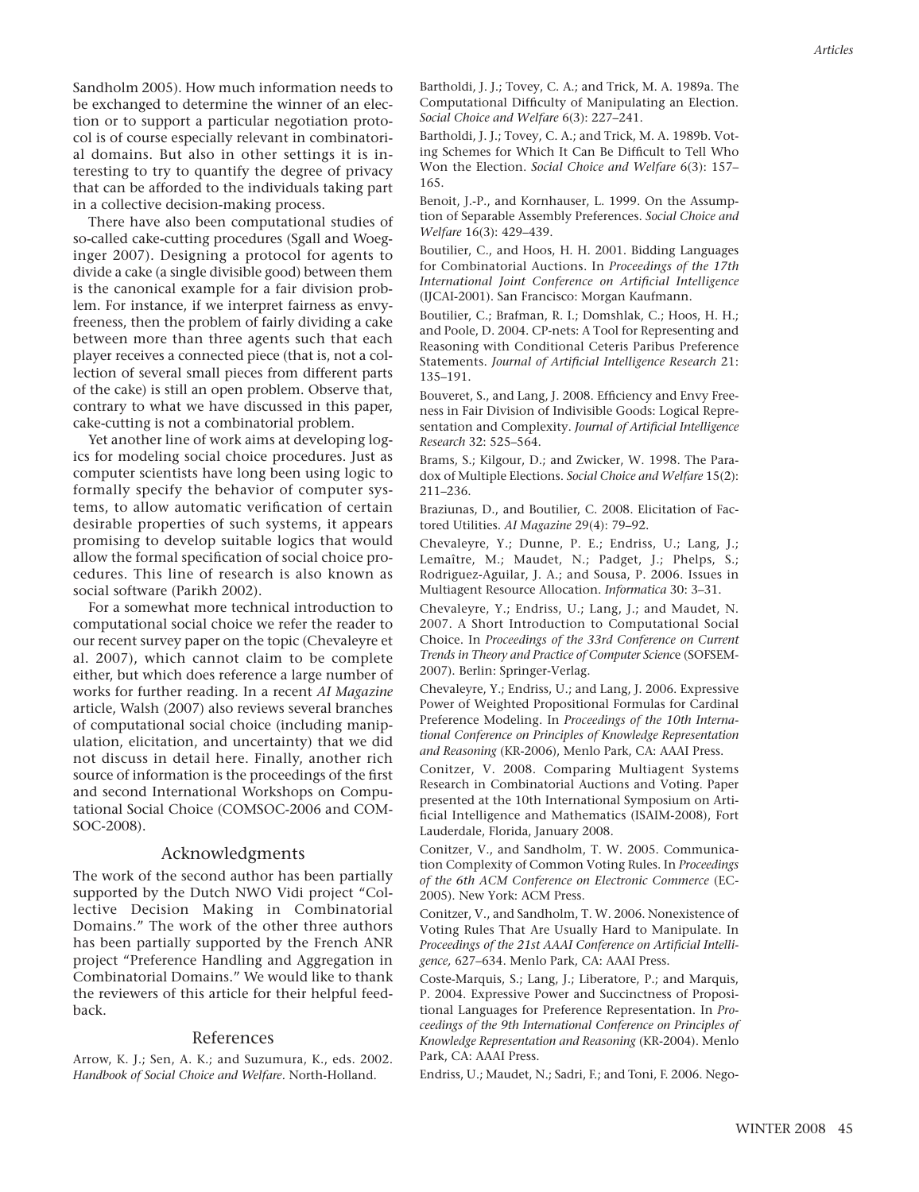Sandholm 2005). How much information needs to be exchanged to determine the winner of an election or to support a particular negotiation protocol is of course especially relevant in combinatorial domains. But also in other settings it is interesting to try to quantify the degree of privacy that can be afforded to the individuals taking part in a collective decision-making process.

There have also been computational studies of so-called cake-cutting procedures (Sgall and Woeginger 2007). Designing a protocol for agents to divide a cake (a single divisible good) between them is the canonical example for a fair division problem. For instance, if we interpret fairness as envy-freeness, then the problem of fairly dividing a cake between more than three agents such that each player receives a connected piece (that is, not a collection of several small pieces from different parts of the cake) is still an open problem. Observe that, contrary to what we have discussed in this paper, cake-cutting is not a combinatorial problem.

Yet another line of work aims at developing logics for modeling social choice procedures. Just as computer scientists have long been using logic to formally specify the behavior of computer systems, to allow automatic verification of certain desirable properties of such systems, it appears promising to develop suitable logics that would allow the formal specification of social choice procedures. This line of research is also known as social software (Parikh 2002).

For a somewhat more technical introduction to computational social choice we refer the reader to our recent survey paper on the topic (Chevaleyre et al. 2007), which cannot claim to be complete either, but which does reference a large number of works for further reading. In a recent *AI Magazine* article, Walsh (2007) also reviews several branches of computational social choice (including manipulation, elicitation, and uncertainty) that we did not discuss in detail here. Finally, another rich source of information is the proceedings of the first and second International Workshops on Computational Social Choice (COMSOC-2006 and COMSOC-2008).

## Acknowledgments

The work of the second author has been partially supported by the Dutch NWO Vidi project "Collective Decision Making in Combinatorial Domains." The work of the other three authors has been partially supported by the French ANR project "Preference Handling and Aggregation in Combinatorial Domains." We would like to thank the reviewers of this article for their helpful feedback.

## References

Arrow, K. J.; Sen, A. K.; and Suzumura, K., eds. 2002. *Handbook of Social Choice and Welfare.* North-Holland.

Bartholdi, J. J.; Tovey, C. A.; and Trick, M. A. 1989a. The Computational Difficulty of Manipulating an Election. *Social Choice and Welfare* 6(3): 227–241.

Bartholdi, J. J.; Tovey, C. A.; and Trick, M. A. 1989b. Voting Schemes for Which It Can Be Difficult to Tell Who Won the Election. *Social Choice and Welfare* 6(3): 157–165.

Benoit, J.-P., and Kornhauser, L. 1999. On the Assumption of Separable Assembly Preferences. *Social Choice and Welfare* 16(3): 429–439.

Boutilier, C., and Hoos, H. H. 2001. Bidding Languages for Combinatorial Auctions. In *Proceedings of the 17th International Joint Conference on Artificial Intelligence* (IJCAI-2001). San Francisco: Morgan Kaufmann.

Boutilier, C.; Brafman, R. I.; Domshlak, C.; Hoos, H. H.; and Poole, D. 2004. CP-nets: A Tool for Representing and Reasoning with Conditional Ceteris Paribus Preference Statements. *Journal of Artificial Intelligence Research* 21: 135–191.

Bouveret, S., and Lang, J. 2008. Efficiency and Envy Freeness in Fair Division of Indivisible Goods: Logical Representation and Complexity. *Journal of Artificial Intelligence Research* 32: 525–564.

Brams, S.; Kilgour, D.; and Zwicker, W. 1998. The Paradox of Multiple Elections. *Social Choice and Welfare* 15(2): 211–236.

Braziunas, D., and Boutilier, C. 2008. Elicitation of Factored Utilities. *AI Magazine* 29(4): 79–92.

Chevaleyre, Y.; Dunne, P. E.; Endriss, U.; Lang, J.; Lemaître, M.; Maudet, N.; Padget, J.; Phelps, S.; Rodriguez-Aguilar, J. A.; and Sousa, P. 2006. Issues in Multiagent Resource Allocation. *Informatica* 30: 3–31.

Chevaleyre, Y.; Endriss, U.; Lang, J.; and Maudet, N. 2007. A Short Introduction to Computational Social Choice. In *Proceedings of the 33rd Conference on Current Trends in Theory and Practice of Computer Science* (SOFSEM-2007). Berlin: Springer-Verlag.

Chevaleyre, Y.; Endriss, U.; and Lang, J. 2006. Expressive Power of Weighted Propositional Formulas for Cardinal Preference Modeling. In *Proceedings of the 10th International Conference on Principles of Knowledge Representation and Reasoning* (KR-2006), Menlo Park, CA: AAAI Press.

Conitzer, V. 2008. Comparing Multiagent Systems Research in Combinatorial Auctions and Voting. Paper presented at the 10th International Symposium on Artificial Intelligence and Mathematics (ISAIM-2008), Fort Lauderdale, Florida, January 2008.

Conitzer, V., and Sandholm, T. W. 2005. Communication Complexity of Common Voting Rules. In *Proceedings of the 6th ACM Conference on Electronic Commerce* (EC-2005). New York: ACM Press.

Conitzer, V., and Sandholm, T. W. 2006. Nonexistence of Voting Rules That Are Usually Hard to Manipulate. In *Proceedings of the 21st AAAI Conference on Artificial Intelligence,* 627–634. Menlo Park, CA: AAAI Press.

Coste-Marquis, S.; Lang, J.; Liberatore, P.; and Marquis, P. 2004. Expressive Power and Succinctness of Propositional Languages for Preference Representation. In *Proceedings of the 9th International Conference on Principles of Knowledge Representation and Reasoning* (KR-2004). Menlo Park, CA: AAAI Press.

Endriss, U.; Maudet, N.; Sadri, F.; and Toni, F. 2006. Nego-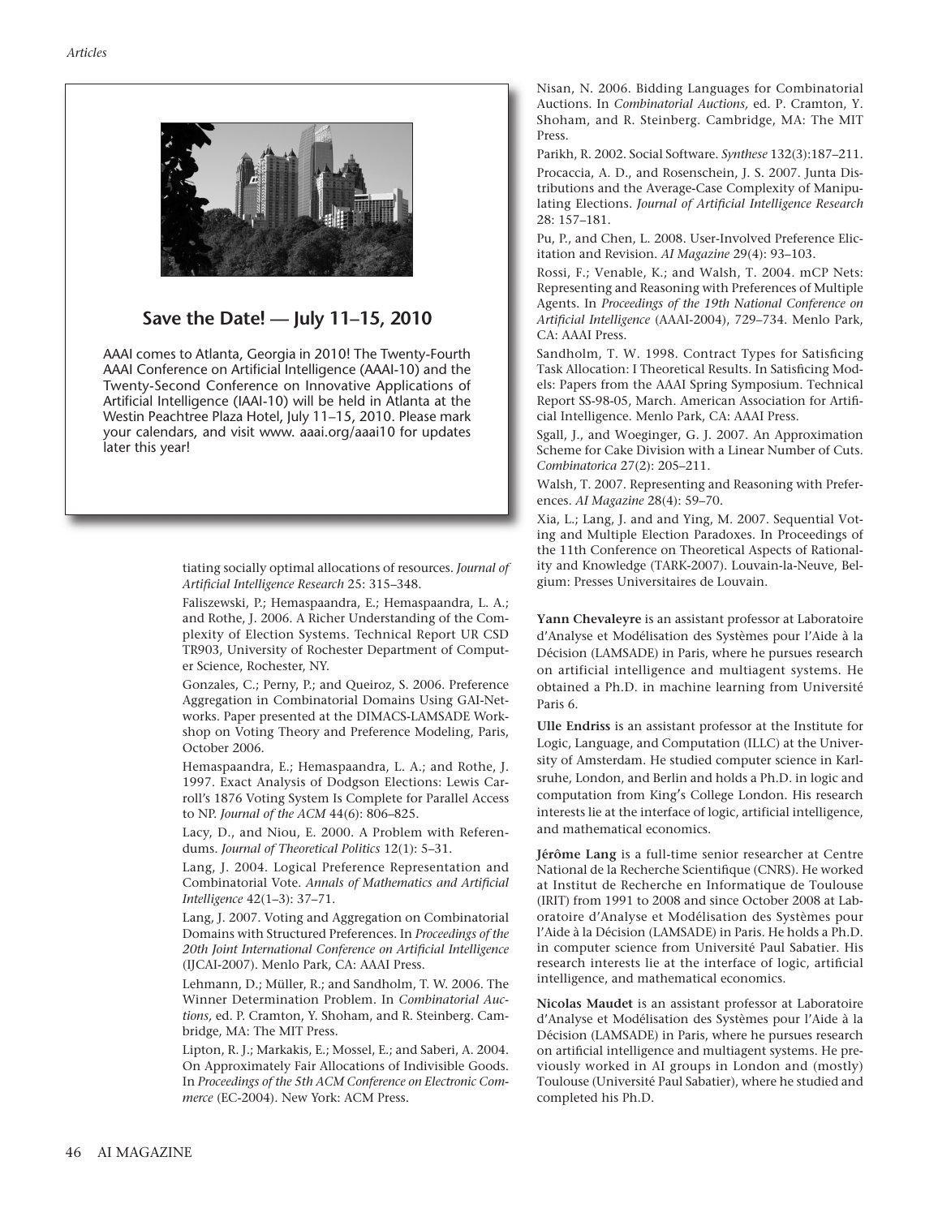## Save the Date! — July 11–15, 2010

AAAI comes to Atlanta, Georgia in 2010! The Twenty-Fourth AAAI Conference on Artificial Intelligence (AAAI-10) and the Twenty-Second Conference on Innovative Applications of Artificial Intelligence (IAAI-10) will be held in Atlanta at the Westin Peachtree Plaza Hotel, July 11–15, 2010. Please mark your calendars, and visit www. aaai.org/aaai10 for updates later this year!

tiating socially optimal allocations of resources. *Journal of Artificial Intelligence Research* 25: 315–348.

Faliszewski, P.; Hemaspaandra, E.; Hemaspaandra, L. A.; and Rothe, J. 2006. A Richer Understanding of the Complexity of Election Systems. Technical Report UR CSD TR903, University of Rochester Department of Computer Science, Rochester, NY.

Gonzales, C.; Perny, P.; and Queiroz, S. 2006. Preference Aggregation in Combinatorial Domains Using GAI-Networks. Paper presented at the DIMACS-LAMSADE Workshop on Voting Theory and Preference Modeling, Paris, October 2006.

Hemaspaandra, E.; Hemaspaandra, L. A.; and Rothe, J. 1997. Exact Analysis of Dodgson Elections: Lewis Carroll's 1876 Voting System Is Complete for Parallel Access to NP. *Journal of the ACM* 44(6): 806–825.

Lacy, D., and Niou, E. 2000. A Problem with Referendums. *Journal of Theoretical Politics* 12(1): 5–31.

Lang, J. 2004. Logical Preference Representation and Combinatorial Vote. *Annals of Mathematics and Artificial Intelligence* 42(1–3): 37–71.

Lang, J. 2007. Voting and Aggregation on Combinatorial Domains with Structured Preferences. In *Proceedings of the 20th Joint International Conference on Artificial Intelligence* (IJCAI-2007). Menlo Park, CA: AAAI Press.

Lehmann, D.; Müller, R.; and Sandholm, T. W. 2006. The Winner Determination Problem. In *Combinatorial Auctions,* ed. P. Cramton, Y. Shoham, and R. Steinberg. Cambridge, MA: The MIT Press.

Lipton, R. J.; Markakis, E.; Mossel, E.; and Saberi, A. 2004. On Approximately Fair Allocations of Indivisible Goods. In *Proceedings of the 5th ACM Conference on Electronic Commerce* (EC-2004). New York: ACM Press.

Nisan, N. 2006. Bidding Languages for Combinatorial Auctions. In *Combinatorial Auctions,* ed. P. Cramton, Y. Shoham, and R. Steinberg. Cambridge, MA: The MIT Press.

Parikh, R. 2002. Social Software. *Synthese* 132(3):187–211.

Procaccia, A. D., and Rosenschein, J. S. 2007. Junta Distributions and the Average-Case Complexity of Manipulating Elections. *Journal of Artificial Intelligence Research* 28: 157–181.

Pu, P., and Chen, L. 2008. User-Involved Preference Elicitation and Revision. *AI Magazine* 29(4): 93–103.

Rossi, F.; Venable, K.; and Walsh, T. 2004. mCP Nets: Representing and Reasoning with Preferences of Multiple Agents. In *Proceedings of the 19th National Conference on Artificial Intelligence* (AAAI-2004), 729–734. Menlo Park, CA: AAAI Press.

Sandholm, T. W. 1998. Contract Types for Satisficing Task Allocation: I Theoretical Results. In Satisficing Models: Papers from the AAAI Spring Symposium. Technical Report SS-98-05, March. American Association for Artificial Intelligence. Menlo Park, CA: AAAI Press.

Sgall, J., and Woeginger, G. J. 2007. An Approximation Scheme for Cake Division with a Linear Number of Cuts. *Combinatorica* 27(2): 205–211.

Walsh, T. 2007. Representing and Reasoning with Preferences. *AI Magazine* 28(4): 59–70.

Xia, L.; Lang, J. and and Ying, M. 2007. Sequential Voting and Multiple Election Paradoxes. In Proceedings of the 11th Conference on Theoretical Aspects of Rationality and Knowledge (TARK-2007). Louvain-la-Neuve, Belgium: Presses Universitaires de Louvain.

**Yann Chevaleyre** is an assistant professor at Laboratoire d'Analyse et Modélisation des Systèmes pour l'Aide à la Décision (LAMSADE) in Paris, where he pursues research on artificial intelligence and multiagent systems. He obtained a Ph.D. in machine learning from Université Paris 6.

**Ulle Endriss** is an assistant professor at the Institute for Logic, Language, and Computation (ILLC) at the University of Amsterdam. He studied computer science in Karlsruhe, London, and Berlin and holds a Ph.D. in logic and computation from King's College London. His research interests lie at the interface of logic, artificial intelligence, and mathematical economics.

**Jérôme Lang** is a full-time senior researcher at Centre National de la Recherche Scientifique (CNRS). He worked at Institut de Recherche en Informatique de Toulouse (IRIT) from 1991 to 2008 and since October 2008 at Laboratoire d'Analyse et Modélisation des Systèmes pour l'Aide à la Décision (LAMSADE) in Paris. He holds a Ph.D. in computer science from Université Paul Sabatier. His research interests lie at the interface of logic, artificial intelligence, and mathematical economics.

**Nicolas Maudet** is an assistant professor at Laboratoire d'Analyse et Modélisation des Systèmes pour l'Aide à la Décision (LAMSADE) in Paris, where he pursues research on artificial intelligence and multiagent systems. He previously worked in AI groups in London and (mostly) Toulouse (Université Paul Sabatier), where he studied and completed his Ph.D.